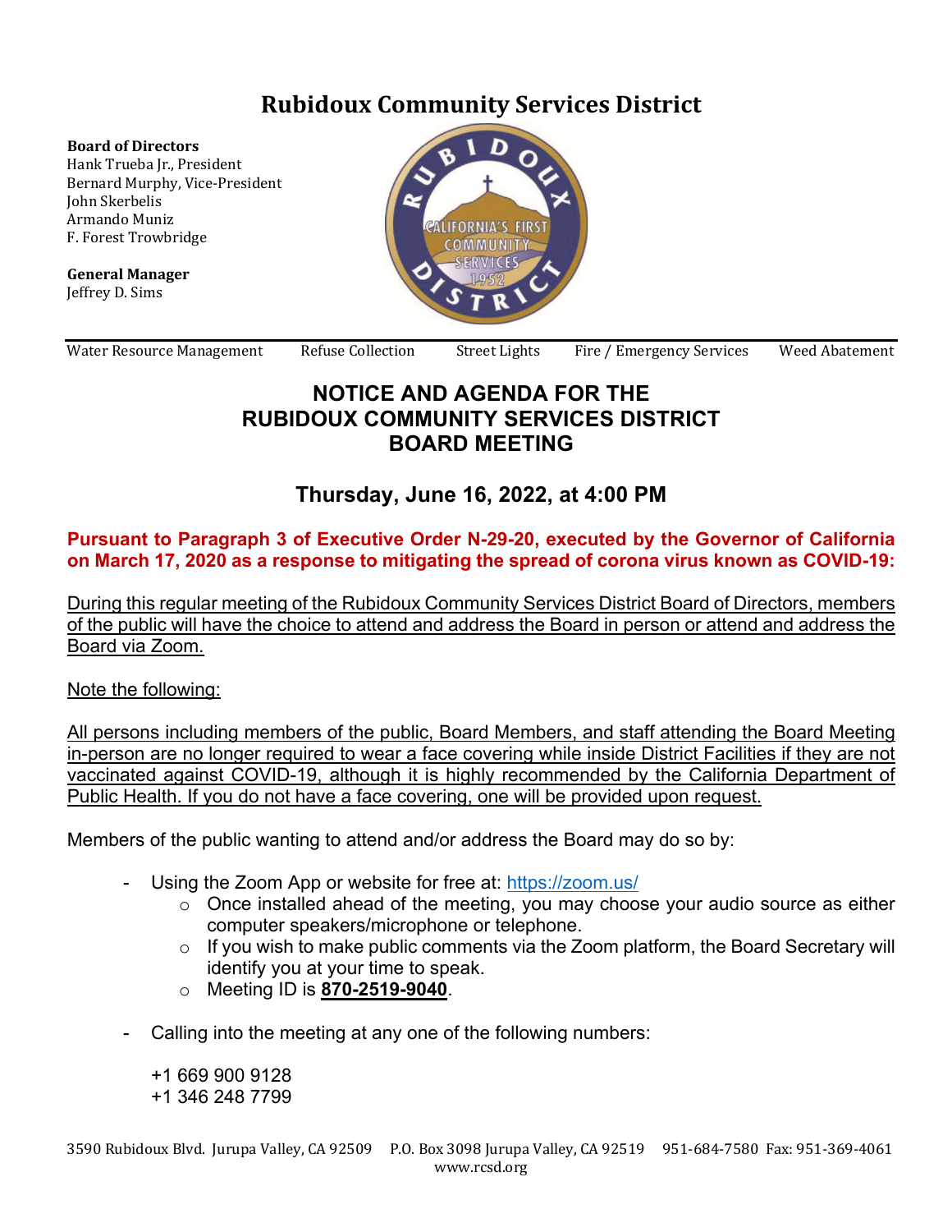# Rubidoux Community Services District

**Board of Directors**
Hank Trueba Jr., President
Bernard Murphy, Vice-President
John Skerbelis
Armando Muniz
F. Forest Trowbridge

**General Manager**
Jeffrey D. Sims

Water Resource Management | Refuse Collection | Street Lights | Fire / Emergency Services | Weed Abatement

## NOTICE AND AGENDA FOR THE RUBIDOUX COMMUNITY SERVICES DISTRICT BOARD MEETING

### Thursday, June 16, 2022, at 4:00 PM

**Pursuant to Paragraph 3 of Executive Order N-29-20, executed by the Governor of California on March 17, 2020 as a response to mitigating the spread of corona virus known as COVID-19:**

<u>During this regular meeting of the Rubidoux Community Services District Board of Directors, members of the public will have the choice to attend and address the Board in person or attend and address the Board via Zoom.</u>

<u>Note the following:</u>

<u>All persons including members of the public, Board Members, and staff attending the Board Meeting in-person are no longer required to wear a face covering while inside District Facilities if they are not vaccinated against COVID-19, although it is highly recommended by the California Department of Public Health. If you do not have a face covering, one will be provided upon request.</u>

Members of the public wanting to attend and/or address the Board may do so by:

- Using the Zoom App or website for free at: https://zoom.us/
  - Once installed ahead of the meeting, you may choose your audio source as either computer speakers/microphone or telephone.
  - If you wish to make public comments via the Zoom platform, the Board Secretary will identify you at your time to speak.
  - Meeting ID is **870-2519-9040**.
- Calling into the meeting at any one of the following numbers:

  +1 669 900 9128
  +1 346 248 7799

3590 Rubidoux Blvd. Jurupa Valley, CA 92509 P.O. Box 3098 Jurupa Valley, CA 92519 951-684-7580 Fax: 951-369-4061
www.rcsd.org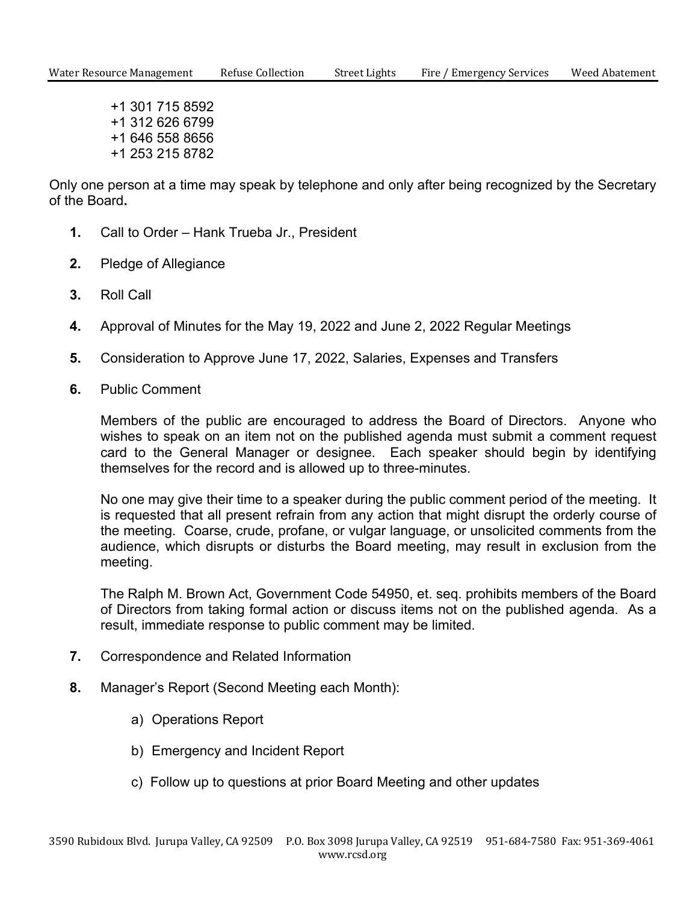+1 301 715 8592
+1 312 626 6799
+1 646 558 8656
+1 253 215 8782

Only one person at a time may speak by telephone and only after being recognized by the Secretary of the Board**.**

**1.** Call to Order – Hank Trueba Jr., President

**2.** Pledge of Allegiance

**3.** Roll Call

**4.** Approval of Minutes for the May 19, 2022 and June 2, 2022 Regular Meetings

**5.** Consideration to Approve June 17, 2022, Salaries, Expenses and Transfers

**6.** Public Comment

Members of the public are encouraged to address the Board of Directors. Anyone who wishes to speak on an item not on the published agenda must submit a comment request card to the General Manager or designee. Each speaker should begin by identifying themselves for the record and is allowed up to three-minutes.

No one may give their time to a speaker during the public comment period of the meeting. It is requested that all present refrain from any action that might disrupt the orderly course of the meeting. Coarse, crude, profane, or vulgar language, or unsolicited comments from the audience, which disrupts or disturbs the Board meeting, may result in exclusion from the meeting.

The Ralph M. Brown Act, Government Code 54950, et. seq. prohibits members of the Board of Directors from taking formal action or discuss items not on the published agenda. As a result, immediate response to public comment may be limited.

**7.** Correspondence and Related Information

**8.** Manager's Report (Second Meeting each Month):

a) Operations Report

b) Emergency and Incident Report

c) Follow up to questions at prior Board Meeting and other updates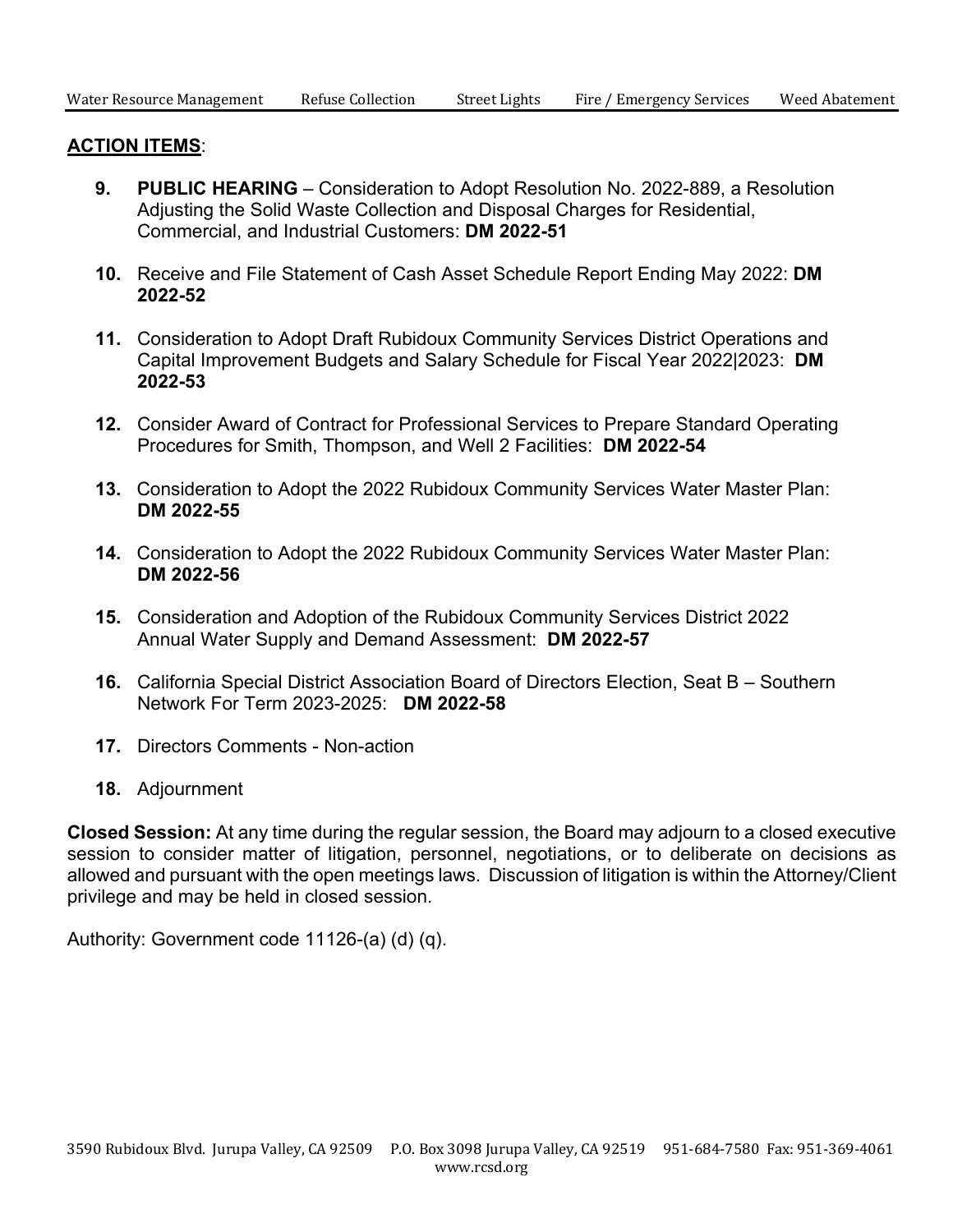**ACTION ITEMS**:

9. **PUBLIC HEARING** – Consideration to Adopt Resolution No. 2022-889, a Resolution Adjusting the Solid Waste Collection and Disposal Charges for Residential, Commercial, and Industrial Customers: **DM 2022-51**

10. Receive and File Statement of Cash Asset Schedule Report Ending May 2022: **DM 2022-52**

11. Consideration to Adopt Draft Rubidoux Community Services District Operations and Capital Improvement Budgets and Salary Schedule for Fiscal Year 2022|2023: **DM 2022-53**

12. Consider Award of Contract for Professional Services to Prepare Standard Operating Procedures for Smith, Thompson, and Well 2 Facilities: **DM 2022-54**

13. Consideration to Adopt the 2022 Rubidoux Community Services Water Master Plan: **DM 2022-55**

14. Consideration to Adopt the 2022 Rubidoux Community Services Water Master Plan: **DM 2022-56**

15. Consideration and Adoption of the Rubidoux Community Services District 2022 Annual Water Supply and Demand Assessment: **DM 2022-57**

16. California Special District Association Board of Directors Election, Seat B – Southern Network For Term 2023-2025: **DM 2022-58**

17. Directors Comments - Non-action

18. Adjournment

**Closed Session:** At any time during the regular session, the Board may adjourn to a closed executive session to consider matter of litigation, personnel, negotiations, or to deliberate on decisions as allowed and pursuant with the open meetings laws. Discussion of litigation is within the Attorney/Client privilege and may be held in closed session.

Authority: Government code 11126-(a) (d) (q).